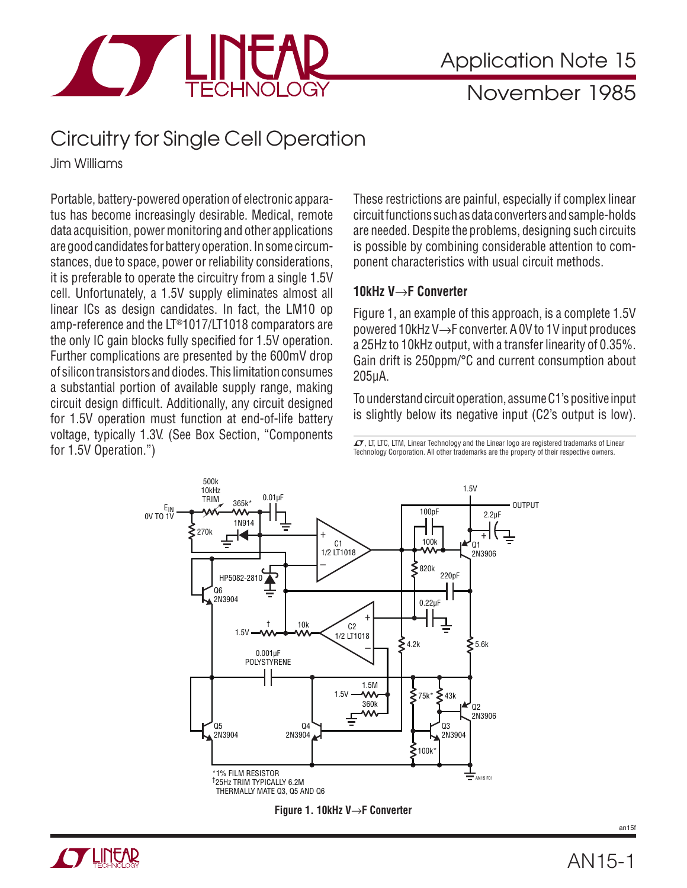# Application Note 15

November 1985

## Circuitry for Single Cell Operation

Jim Williams

Portable, battery-powered operation of electronic apparatus has become increasingly desirable. Medical, remote data acquisition, power monitoring and other applications are good candidates for battery operation. In some circumstances, due to space, power or reliability considerations, it is preferable to operate the circuitry from a single 1.5V cell. Unfortunately, a 1.5V supply eliminates almost all linear ICs as design candidates. In fact, the LM10 op amp-reference and the LT®1017/LT1018 comparators are the only IC gain blocks fully specified for 1.5V operation. Further complications are presented by the 600mV drop of silicon transistors and diodes. This limitation consumes a substantial portion of available supply range, making circuit design difficult. Additionally, any circuit designed for 1.5V operation must function at end-of-life battery voltage, typically 1.3V. (See Box Section, "Components for 1.5V Operation.")

These restrictions are painful, especially if complex linear circuit functions such as data converters and sample-holds are needed. Despite the problems, designing such circuits is possible by combining considerable attention to component characteristics with usual circuit methods.

### 10kHz V→F Converter

Figure 1, an example of this approach, is a complete 1.5V powered 10kHz V→F converter. A 0V to 1V input produces a 25Hz to 10kHz output, with a transfer linearity of 0.35%. Gain drift is 250ppm/°C and current consumption about 205µA.

To understand circuit operation, assume C1's positive input is slightly below its negative input (C2's output is low).

LT, LTC, LTM, Linear Technology and the Linear logo are registered trademarks of Linear Technology Corporation. All other trademarks are the property of their respective owners.

*1% FILM RESISTOR
†25Hz TRIM TYPICALLY 6.2M
THERMALLY MATE Q3, Q5 AND Q6

**Figure 1. 10kHz V→F Converter**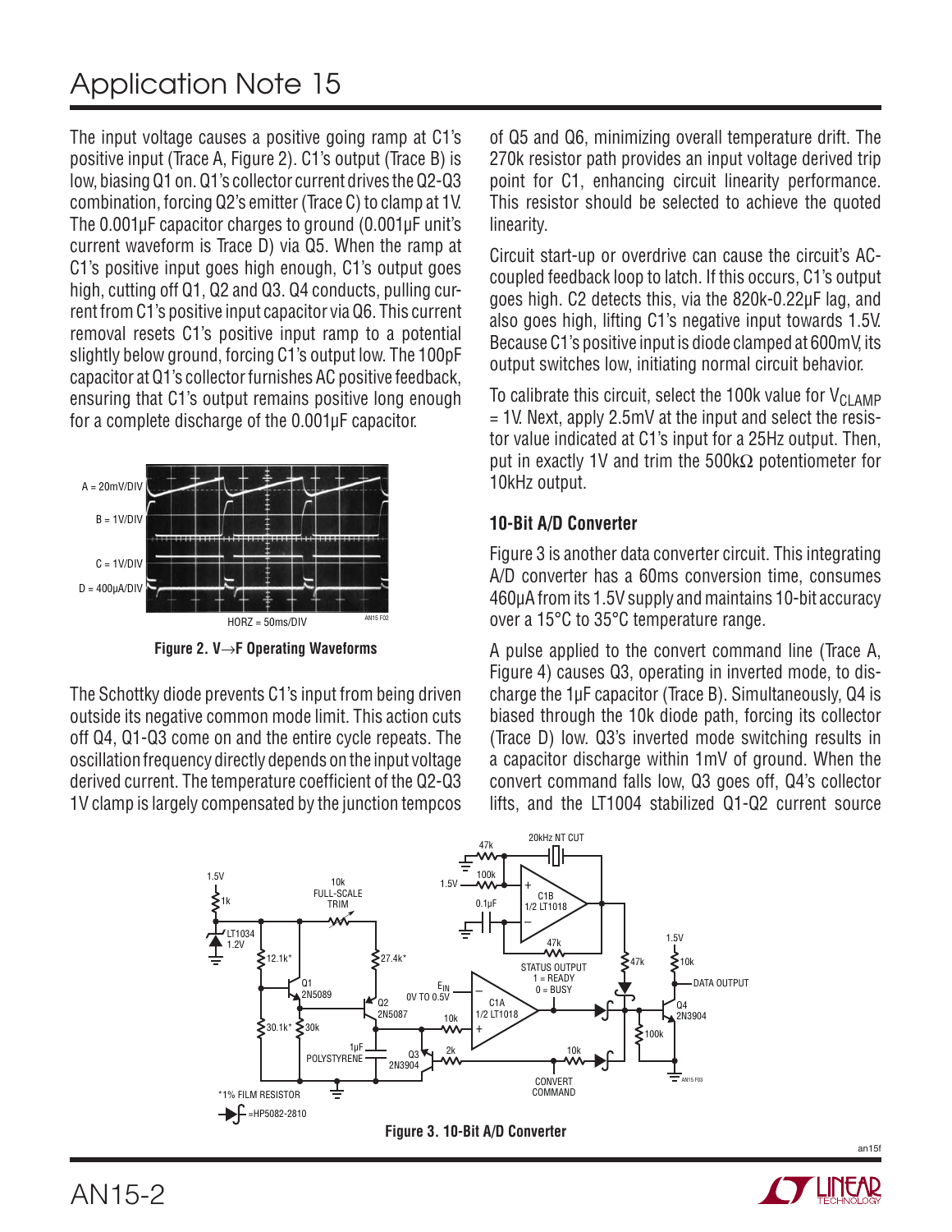The input voltage causes a positive going ramp at C1's positive input (Trace A, Figure 2). C1's output (Trace B) is low, biasing Q1 on. Q1's collector current drives the Q2-Q3 combination, forcing Q2's emitter (Trace C) to clamp at 1V. The 0.001µF capacitor charges to ground (0.001µF unit's current waveform is Trace D) via Q5. When the ramp at C1's positive input goes high enough, C1's output goes high, cutting off Q1, Q2 and Q3. Q4 conducts, pulling current from C1's positive input capacitor via Q6. This current removal resets C1's positive input ramp to a potential slightly below ground, forcing C1's output low. The 100pF capacitor at Q1's collector furnishes AC positive feedback, ensuring that C1's output remains positive long enough for a complete discharge of the 0.001µF capacitor.

Figure 2. V→F Operating Waveforms

The Schottky diode prevents C1's input from being driven outside its negative common mode limit. This action cuts off Q4, Q1-Q3 come on and the entire cycle repeats. The oscillation frequency directly depends on the input voltage derived current. The temperature coefficient of the Q2-Q3 1V clamp is largely compensated by the junction tempcos of Q5 and Q6, minimizing overall temperature drift. The 270k resistor path provides an input voltage derived trip point for C1, enhancing circuit linearity performance. This resistor should be selected to achieve the quoted linearity.

Circuit start-up or overdrive can cause the circuit's AC-coupled feedback loop to latch. If this occurs, C1's output goes high. C2 detects this, via the 820k-0.22µF lag, and also goes high, lifting C1's negative input towards 1.5V. Because C1's positive input is diode clamped at 600mV, its output switches low, initiating normal circuit behavior.

To calibrate this circuit, select the 100k value for $V_{CLAMP}$ = 1V. Next, apply 2.5mV at the input and select the resistor value indicated at C1's input for a 25Hz output. Then, put in exactly 1V and trim the 500kΩ potentiometer for 10kHz output.

## 10-Bit A/D Converter

Figure 3 is another data converter circuit. This integrating A/D converter has a 60ms conversion time, consumes 460µA from its 1.5V supply and maintains 10-bit accuracy over a 15°C to 35°C temperature range.

A pulse applied to the convert command line (Trace A, Figure 4) causes Q3, operating in inverted mode, to discharge the 1µF capacitor (Trace B). Simultaneously, Q4 is biased through the 10k diode path, forcing its collector (Trace D) low. Q3's inverted mode switching results in a capacitor discharge within 1mV of ground. When the convert command falls low, Q3 goes off, Q4's collector lifts, and the LT1004 stabilized Q1-Q2 current source

Figure 3. 10-Bit A/D Converter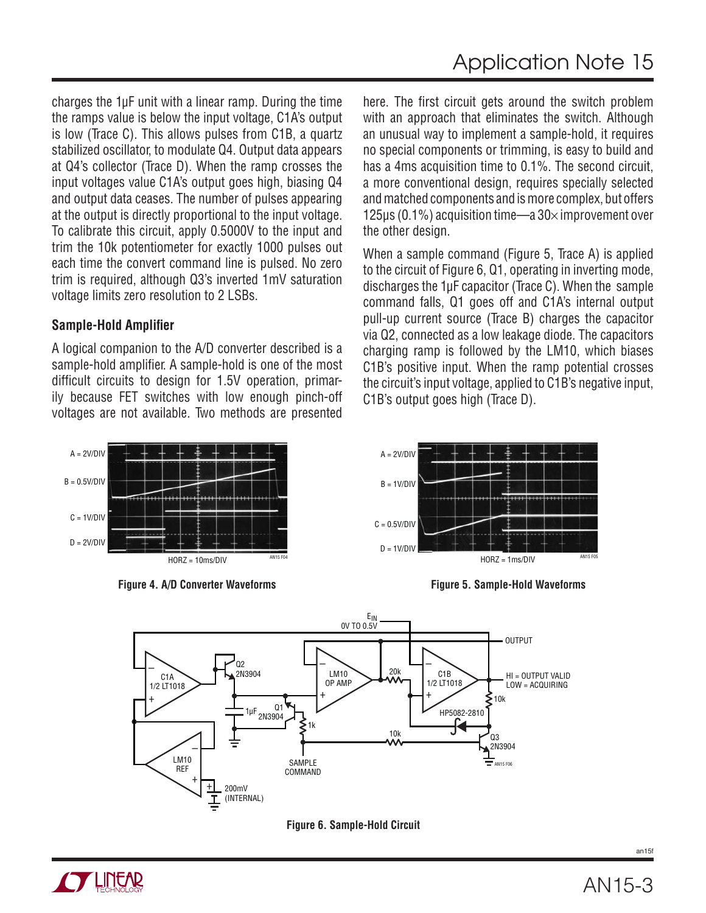charges the 1μF unit with a linear ramp. During the time the ramps value is below the input voltage, C1A's output is low (Trace C). This allows pulses from C1B, a quartz stabilized oscillator, to modulate Q4. Output data appears at Q4's collector (Trace D). When the ramp crosses the input voltages value C1A's output goes high, biasing Q4 and output data ceases. The number of pulses appearing at the output is directly proportional to the input voltage. To calibrate this circuit, apply 0.5000V to the input and trim the 10k potentiometer for exactly 1000 pulses out each time the convert command line is pulsed. No zero trim is required, although Q3's inverted 1mV saturation voltage limits zero resolution to 2 LSBs.

### Sample-Hold Amplifier

A logical companion to the A/D converter described is a sample-hold amplifier. A sample-hold is one of the most difficult circuits to design for 1.5V operation, primarily because FET switches with low enough pinch-off voltages are not available. Two methods are presented here. The first circuit gets around the switch problem with an approach that eliminates the switch. Although an unusual way to implement a sample-hold, it requires no special components or trimming, is easy to build and has a 4ms acquisition time to 0.1%. The second circuit, a more conventional design, requires specially selected and matched components and is more complex, but offers 125μs (0.1%) acquisition time—a 30× improvement over the other design.

When a sample command (Figure 5, Trace A) is applied to the circuit of Figure 6, Q1, operating in inverting mode, discharges the 1μF capacitor (Trace C). When the sample command falls, Q1 goes off and C1A's internal output pull-up current source (Trace B) charges the capacitor via Q2, connected as a low leakage diode. The capacitors charging ramp is followed by the LM10, which biases C1B's positive input. When the ramp potential crosses the circuit's input voltage, applied to C1B's negative input, C1B's output goes high (Trace D).

A = 2V/DIV
B = 0.5V/DIV
C = 1V/DIV
D = 2V/DIV
HORZ = 10ms/DIV

**Figure 4. A/D Converter Waveforms**

A = 2V/DIV
B = 1V/DIV
C = 0.5V/DIV
D = 1V/DIV
HORZ = 1ms/DIV

**Figure 5. Sample-Hold Waveforms**

**Figure 6. Sample-Hold Circuit**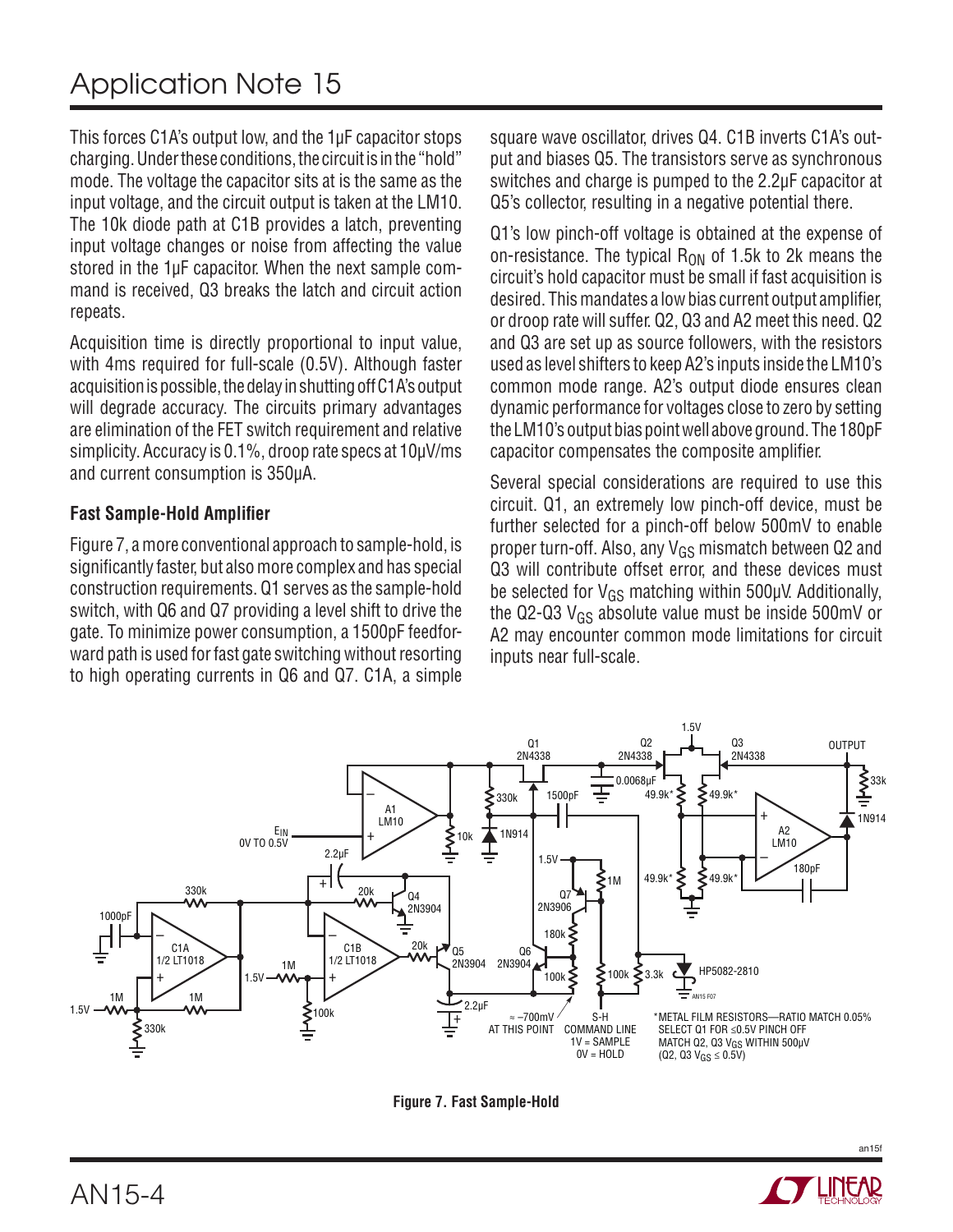This forces C1A's output low, and the 1µF capacitor stops charging. Under these conditions, the circuit is in the "hold" mode. The voltage the capacitor sits at is the same as the input voltage, and the circuit output is taken at the LM10. The 10k diode path at C1B provides a latch, preventing input voltage changes or noise from affecting the value stored in the 1µF capacitor. When the next sample command is received, Q3 breaks the latch and circuit action repeats.

Acquisition time is directly proportional to input value, with 4ms required for full-scale (0.5V). Although faster acquisition is possible, the delay in shutting off C1A's output will degrade accuracy. The circuits primary advantages are elimination of the FET switch requirement and relative simplicity. Accuracy is 0.1%, droop rate specs at 10µV/ms and current consumption is 350µA.

### Fast Sample-Hold Amplifier

Figure 7, a more conventional approach to sample-hold, is significantly faster, but also more complex and has special construction requirements. Q1 serves as the sample-hold switch, with Q6 and Q7 providing a level shift to drive the gate. To minimize power consumption, a 1500pF feedforward path is used for fast gate switching without resorting to high operating currents in Q6 and Q7. C1A, a simple square wave oscillator, drives Q4. C1B inverts C1A's output and biases Q5. The transistors serve as synchronous switches and charge is pumped to the 2.2µF capacitor at Q5's collector, resulting in a negative potential there.

Q1's low pinch-off voltage is obtained at the expense of on-resistance. The typical $R_{ON}$ of 1.5k to 2k means the circuit's hold capacitor must be small if fast acquisition is desired. This mandates a low bias current output amplifier, or droop rate will suffer. Q2, Q3 and A2 meet this need. Q2 and Q3 are set up as source followers, with the resistors used as level shifters to keep A2's inputs inside the LM10's common mode range. A2's output diode ensures clean dynamic performance for voltages close to zero by setting the LM10's output bias point well above ground. The 180pF capacitor compensates the composite amplifier.

Several special considerations are required to use this circuit. Q1, an extremely low pinch-off device, must be further selected for a pinch-off below 500mV to enable proper turn-off. Also, any $V_{GS}$ mismatch between Q2 and Q3 will contribute offset error, and these devices must be selected for $V_{GS}$ matching within 500µV. Additionally, the Q2-Q3 $V_{GS}$ absolute value must be inside 500mV or A2 may encounter common mode limitations for circuit inputs near full-scale.

Figure 7. Fast Sample-Hold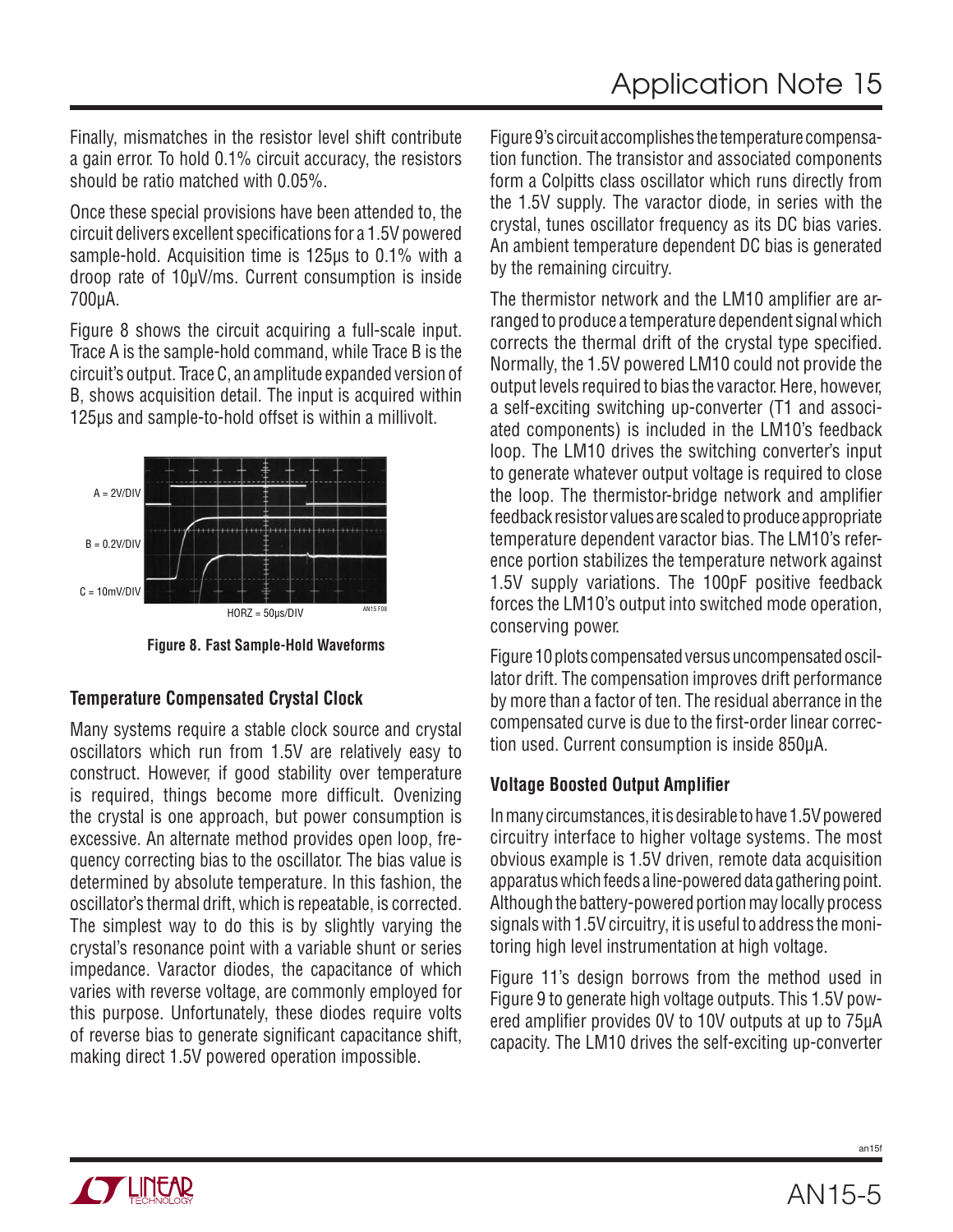Finally, mismatches in the resistor level shift contribute a gain error. To hold 0.1% circuit accuracy, the resistors should be ratio matched with 0.05%.

Once these special provisions have been attended to, the circuit delivers excellent specifications for a 1.5V powered sample-hold. Acquisition time is 125µs to 0.1% with a droop rate of 10µV/ms. Current consumption is inside 700µA.

Figure 8 shows the circuit acquiring a full-scale input. Trace A is the sample-hold command, while Trace B is the circuit's output. Trace C, an amplitude expanded version of B, shows acquisition detail. The input is acquired within 125µs and sample-to-hold offset is within a millivolt.

**Figure 8. Fast Sample-Hold Waveforms**

### Temperature Compensated Crystal Clock

Many systems require a stable clock source and crystal oscillators which run from 1.5V are relatively easy to construct. However, if good stability over temperature is required, things become more difficult. Ovenizing the crystal is one approach, but power consumption is excessive. An alternate method provides open loop, frequency correcting bias to the oscillator. The bias value is determined by absolute temperature. In this fashion, the oscillator's thermal drift, which is repeatable, is corrected. The simplest way to do this is by slightly varying the crystal's resonance point with a variable shunt or series impedance. Varactor diodes, the capacitance of which varies with reverse voltage, are commonly employed for this purpose. Unfortunately, these diodes require volts of reverse bias to generate significant capacitance shift, making direct 1.5V powered operation impossible.

Figure 9's circuit accomplishes the temperature compensation function. The transistor and associated components form a Colpitts class oscillator which runs directly from the 1.5V supply. The varactor diode, in series with the crystal, tunes oscillator frequency as its DC bias varies. An ambient temperature dependent DC bias is generated by the remaining circuitry.

The thermistor network and the LM10 amplifier are arranged to produce a temperature dependent signal which corrects the thermal drift of the crystal type specified. Normally, the 1.5V powered LM10 could not provide the output levels required to bias the varactor. Here, however, a self-exciting switching up-converter (T1 and associated components) is included in the LM10's feedback loop. The LM10 drives the switching converter's input to generate whatever output voltage is required to close the loop. The thermistor-bridge network and amplifier feedback resistor values are scaled to produce appropriate temperature dependent varactor bias. The LM10's reference portion stabilizes the temperature network against 1.5V supply variations. The 100pF positive feedback forces the LM10's output into switched mode operation, conserving power.

Figure 10 plots compensated versus uncompensated oscillator drift. The compensation improves drift performance by more than a factor of ten. The residual aberrance in the compensated curve is due to the first-order linear correction used. Current consumption is inside 850µA.

### Voltage Boosted Output Amplifier

In many circumstances, it is desirable to have 1.5V powered circuitry interface to higher voltage systems. The most obvious example is 1.5V driven, remote data acquisition apparatus which feeds a line-powered data gathering point. Although the battery-powered portion may locally process signals with 1.5V circuitry, it is useful to address the monitoring high level instrumentation at high voltage.

Figure 11's design borrows from the method used in Figure 9 to generate high voltage outputs. This 1.5V powered amplifier provides 0V to 10V outputs at up to 75µA capacity. The LM10 drives the self-exciting up-converter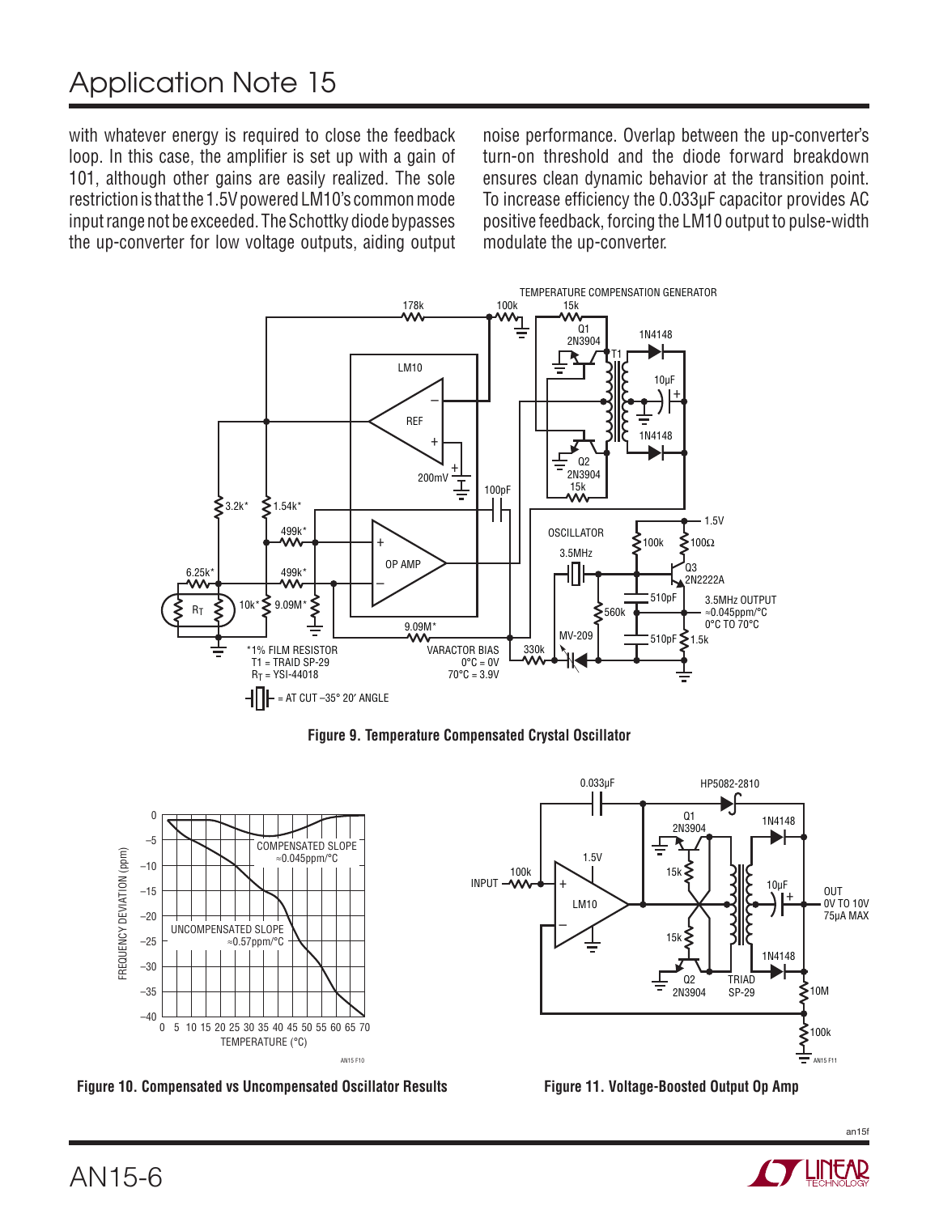with whatever energy is required to close the feedback loop. In this case, the amplifier is set up with a gain of 101, although other gains are easily realized. The sole restriction is that the 1.5V powered LM10's common mode input range not be exceeded. The Schottky diode bypasses the up-converter for low voltage outputs, aiding output noise performance. Overlap between the up-converter's turn-on threshold and the diode forward breakdown ensures clean dynamic behavior at the transition point. To increase efficiency the 0.033µF capacitor provides AC positive feedback, forcing the LM10 output to pulse-width modulate the up-converter.

**Figure 9. Temperature Compensated Crystal Oscillator**

**Figure 10. Compensated vs Uncompensated Oscillator Results**

**Figure 11. Voltage-Boosted Output Op Amp**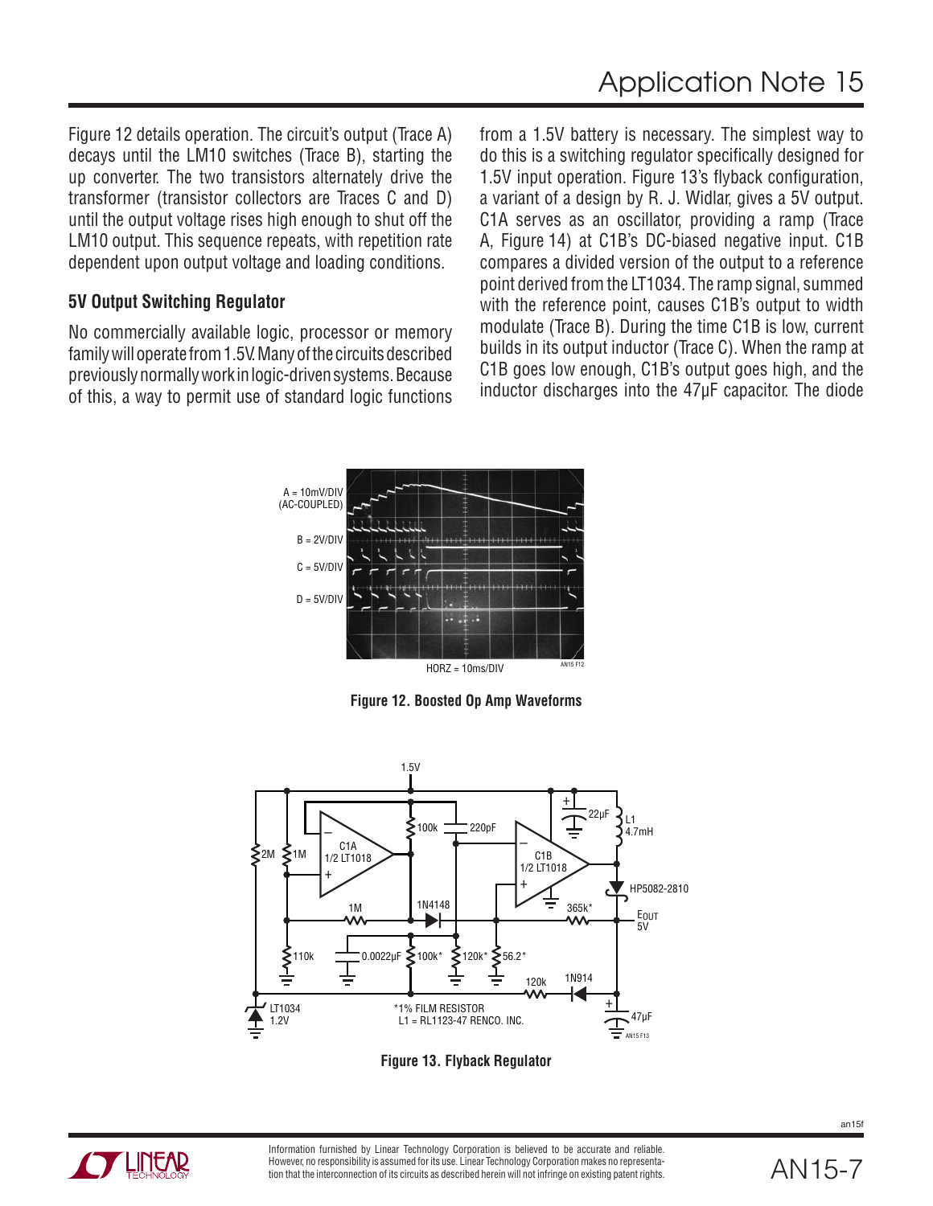Figure 12 details operation. The circuit's output (Trace A) decays until the LM10 switches (Trace B), starting the up converter. The two transistors alternately drive the transformer (transistor collectors are Traces C and D) until the output voltage rises high enough to shut off the LM10 output. This sequence repeats, with repetition rate dependent upon output voltage and loading conditions.

### 5V Output Switching Regulator

No commercially available logic, processor or memory family will operate from 1.5V. Many of the circuits described previously normally work in logic-driven systems. Because of this, a way to permit use of standard logic functions from a 1.5V battery is necessary. The simplest way to do this is a switching regulator specifically designed for 1.5V input operation. Figure 13's flyback configuration, a variant of a design by R. J. Widlar, gives a 5V output. C1A serves as an oscillator, providing a ramp (Trace A, Figure 14) at C1B's DC-biased negative input. C1B compares a divided version of the output to a reference point derived from the LT1034. The ramp signal, summed with the reference point, causes C1B's output to width modulate (Trace B). During the time C1B is low, current builds in its output inductor (Trace C). When the ramp at C1B goes low enough, C1B's output goes high, and the inductor discharges into the 47µF capacitor. The diode

A = 10mV/DIV (AC-COUPLED)
B = 2V/DIV
C = 5V/DIV
D = 5V/DIV
HORZ = 10ms/DIV

**Figure 12. Boosted Op Amp Waveforms**

1.5V, 2M, 1M, C1A 1/2 LT1018, 100k, 220pF, C1B 1/2 LT1018, 22µF, L1 4.7mH, HP5082-2810, 1M, 1N4148, 365k*, $E_{OUT}$ 5V, 110k, 0.0022µF, 100k*, 120k*, 56.2*, 120k, 1N914, LT1034 1.2V, 47µF

*1% FILM RESISTOR
L1 = RL1123-47 RENCO. INC.

**Figure 13. Flyback Regulator**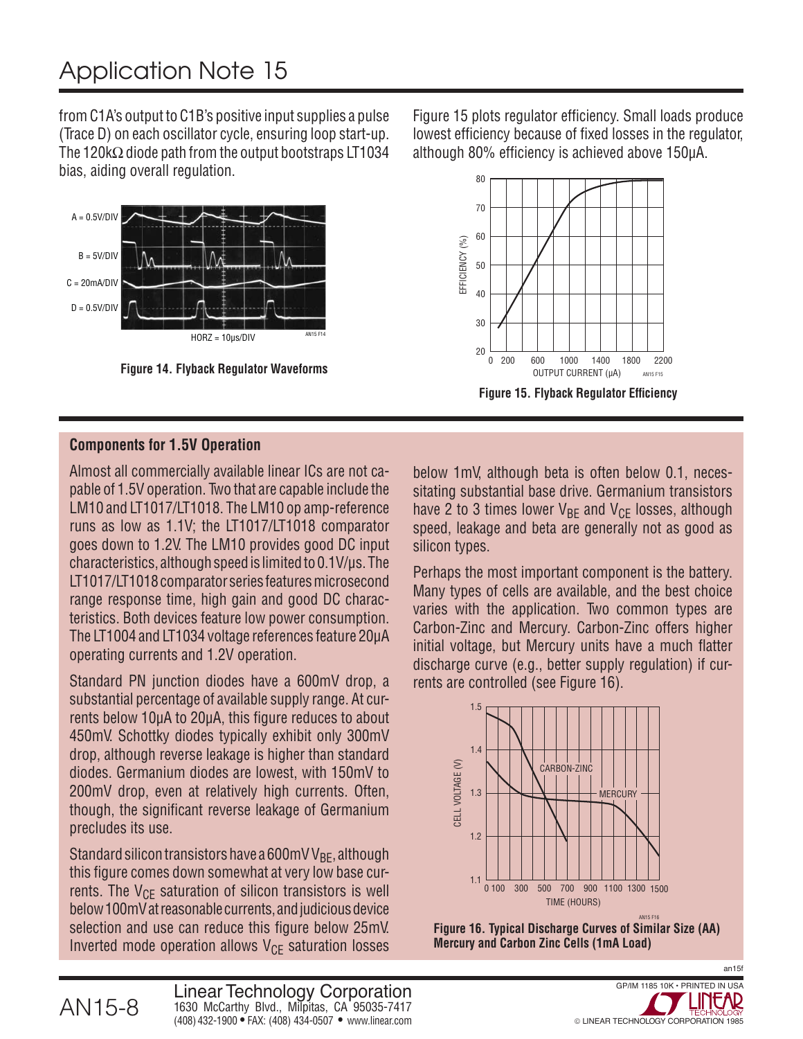from C1A's output to C1B's positive input supplies a pulse (Trace D) on each oscillator cycle, ensuring loop start-up. The 120kΩ diode path from the output bootstraps LT1034 bias, aiding overall regulation.

A = 0.5V/DIV
B = 5V/DIV
C = 20mA/DIV
D = 0.5V/DIV
HORZ = 10μs/DIV
AN15 F14

**Figure 14. Flyback Regulator Waveforms**

Figure 15 plots regulator efficiency. Small loads produce lowest efficiency because of fixed losses in the regulator, although 80% efficiency is achieved above 150μA.

EFFICIENCY (%)
20 30 40 50 60 70 80
0 200 600 1000 1400 1800 2200
OUTPUT CURRENT (μA)
AN15 F15

**Figure 15. Flyback Regulator Efficiency**

## Components for 1.5V Operation

Almost all commercially available linear ICs are not capable of 1.5V operation. Two that are capable include the LM10 and LT1017/LT1018. The LM10 op amp-reference runs as low as 1.1V; the LT1017/LT1018 comparator goes down to 1.2V. The LM10 provides good DC input characteristics, although speed is limited to 0.1V/μs. The LT1017/LT1018 comparator series features microsecond range response time, high gain and good DC characteristics. Both devices feature low power consumption. The LT1004 and LT1034 voltage references feature 20μA operating currents and 1.2V operation.

Standard PN junction diodes have a 600mV drop, a substantial percentage of available supply range. At currents below 10μA to 20μA, this figure reduces to about 450mV. Schottky diodes typically exhibit only 300mV drop, although reverse leakage is higher than standard diodes. Germanium diodes are lowest, with 150mV to 200mV drop, even at relatively high currents. Often, though, the significant reverse leakage of Germanium precludes its use.

Standard silicon transistors have a 600mV $V_{BE}$, although this figure comes down somewhat at very low base currents. The $V_{CE}$ saturation of silicon transistors is well below 100mV at reasonable currents, and judicious device selection and use can reduce this figure below 25mV. Inverted mode operation allows $V_{CE}$ saturation losses below 1mV, although beta is often below 0.1, necessitating substantial base drive. Germanium transistors have 2 to 3 times lower $V_{BE}$ and $V_{CE}$ losses, although speed, leakage and beta are generally not as good as silicon types.

Perhaps the most important component is the battery. Many types of cells are available, and the best choice varies with the application. Two common types are Carbon-Zinc and Mercury. Carbon-Zinc offers higher initial voltage, but Mercury units have a much flatter discharge curve (e.g., better supply regulation) if currents are controlled (see Figure 16).

CELL VOLTAGE (V)
1.1 1.2 1.3 1.4 1.5
0 100 300 500 700 900 1100 1300 1500
TIME (HOURS)
CARBON-ZINC
MERCURY
AN15 F16

**Figure 16. Typical Discharge Curves of Similar Size (AA) Mercury and Carbon Zinc Cells (1mA Load)**

an15f

Linear Technology Corporation
1630 McCarthy Blvd., Milpitas, CA 95035-7417
(408) 432-1900 • FAX: (408) 434-0507 • www.linear.com

GP/IM 1185 10K • PRINTED IN USA
© LINEAR TECHNOLOGY CORPORATION 1985